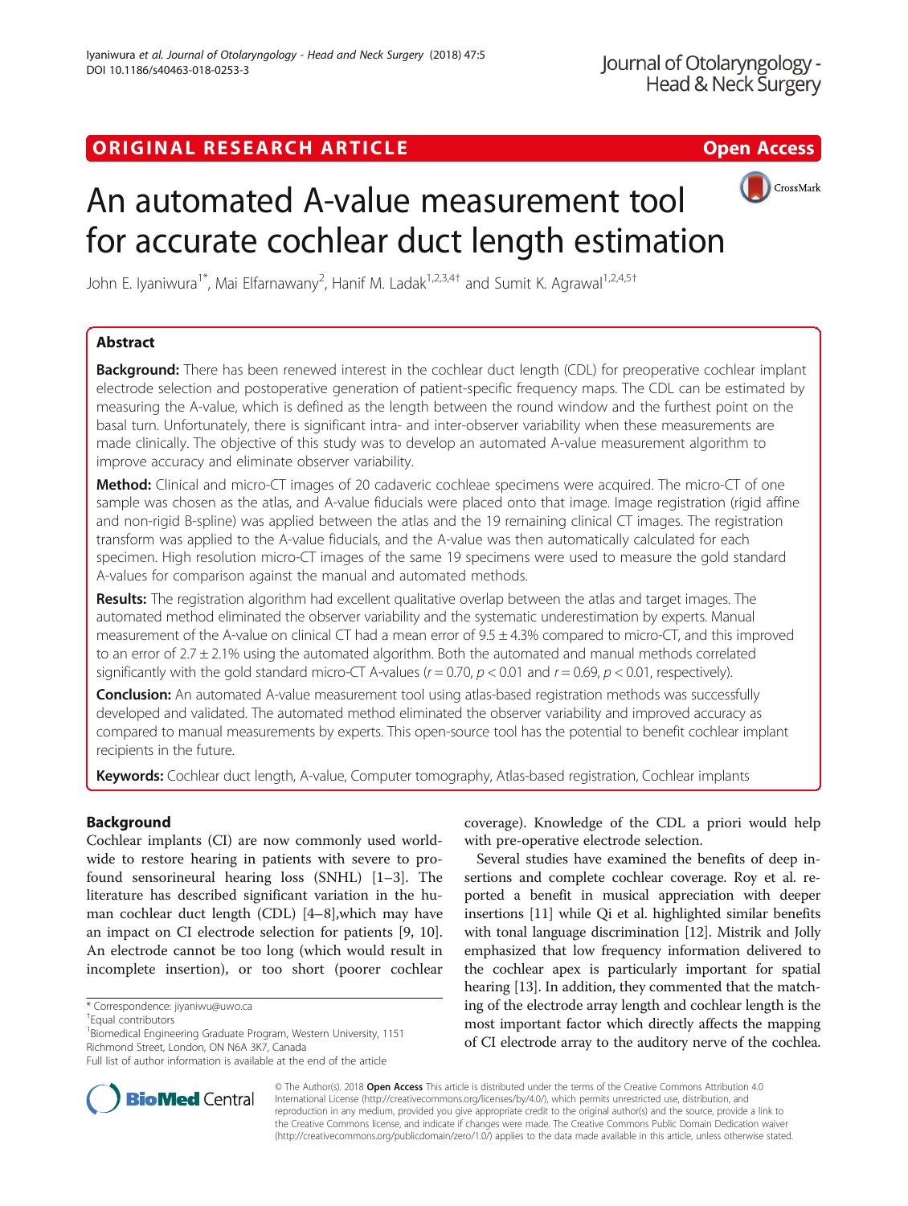ORIGINAL RESEARCH ARTICLE

Open Access

# An automated A-value measurement tool for accurate cochlear duct length estimation

John E. Iyaniwura[1*], Mai Elfarnawany[2], Hanif M. Ladak[1,2,3,4†] and Sumit K. Agrawal[1,2,4,5†]

## Abstract

**Background:** There has been renewed interest in the cochlear duct length (CDL) for preoperative cochlear implant electrode selection and postoperative generation of patient-specific frequency maps. The CDL can be estimated by measuring the A-value, which is defined as the length between the round window and the furthest point on the basal turn. Unfortunately, there is significant intra- and inter-observer variability when these measurements are made clinically. The objective of this study was to develop an automated A-value measurement algorithm to improve accuracy and eliminate observer variability.

**Method:** Clinical and micro-CT images of 20 cadaveric cochleae specimens were acquired. The micro-CT of one sample was chosen as the atlas, and A-value fiducials were placed onto that image. Image registration (rigid affine and non-rigid B-spline) was applied between the atlas and the 19 remaining clinical CT images. The registration transform was applied to the A-value fiducials, and the A-value was then automatically calculated for each specimen. High resolution micro-CT images of the same 19 specimens were used to measure the gold standard A-values for comparison against the manual and automated methods.

**Results:** The registration algorithm had excellent qualitative overlap between the atlas and target images. The automated method eliminated the observer variability and the systematic underestimation by experts. Manual measurement of the A-value on clinical CT had a mean error of 9.5 ± 4.3% compared to micro-CT, and this improved to an error of 2.7 ± 2.1% using the automated algorithm. Both the automated and manual methods correlated significantly with the gold standard micro-CT A-values ($r = 0.70$, $p < 0.01$ and $r = 0.69$, $p < 0.01$, respectively).

**Conclusion:** An automated A-value measurement tool using atlas-based registration methods was successfully developed and validated. The automated method eliminated the observer variability and improved accuracy as compared to manual measurements by experts. This open-source tool has the potential to benefit cochlear implant recipients in the future.

**Keywords:** Cochlear duct length, A-value, Computer tomography, Atlas-based registration, Cochlear implants

## Background

Cochlear implants (CI) are now commonly used worldwide to restore hearing in patients with severe to profound sensorineural hearing loss (SNHL) [1–3]. The literature has described significant variation in the human cochlear duct length (CDL) [4–8],which may have an impact on CI electrode selection for patients [9, 10]. An electrode cannot be too long (which would result in incomplete insertion), or too short (poorer cochlear coverage). Knowledge of the CDL a priori would help with pre-operative electrode selection.

Several studies have examined the benefits of deep insertions and complete cochlear coverage. Roy et al. reported a benefit in musical appreciation with deeper insertions [11] while Qi et al. highlighted similar benefits with tonal language discrimination [12]. Mistrik and Jolly emphasized that low frequency information delivered to the cochlear apex is particularly important for spatial hearing [13]. In addition, they commented that the matching of the electrode array length and cochlear length is the most important factor which directly affects the mapping of CI electrode array to the auditory nerve of the cochlea.

\* Correspondence: jiyaniwu@uwo.ca
†Equal contributors
[1]Biomedical Engineering Graduate Program, Western University, 1151 Richmond Street, London, ON N6A 3K7, Canada
Full list of author information is available at the end of the article

© The Author(s). 2018 Open Access This article is distributed under the terms of the Creative Commons Attribution 4.0 International License (http://creativecommons.org/licenses/by/4.0/), which permits unrestricted use, distribution, and reproduction in any medium, provided you give appropriate credit to the original author(s) and the source, provide a link to the Creative Commons license, and indicate if changes were made. The Creative Commons Public Domain Dedication waiver (http://creativecommons.org/publicdomain/zero/1.0/) applies to the data made available in this article, unless otherwise stated.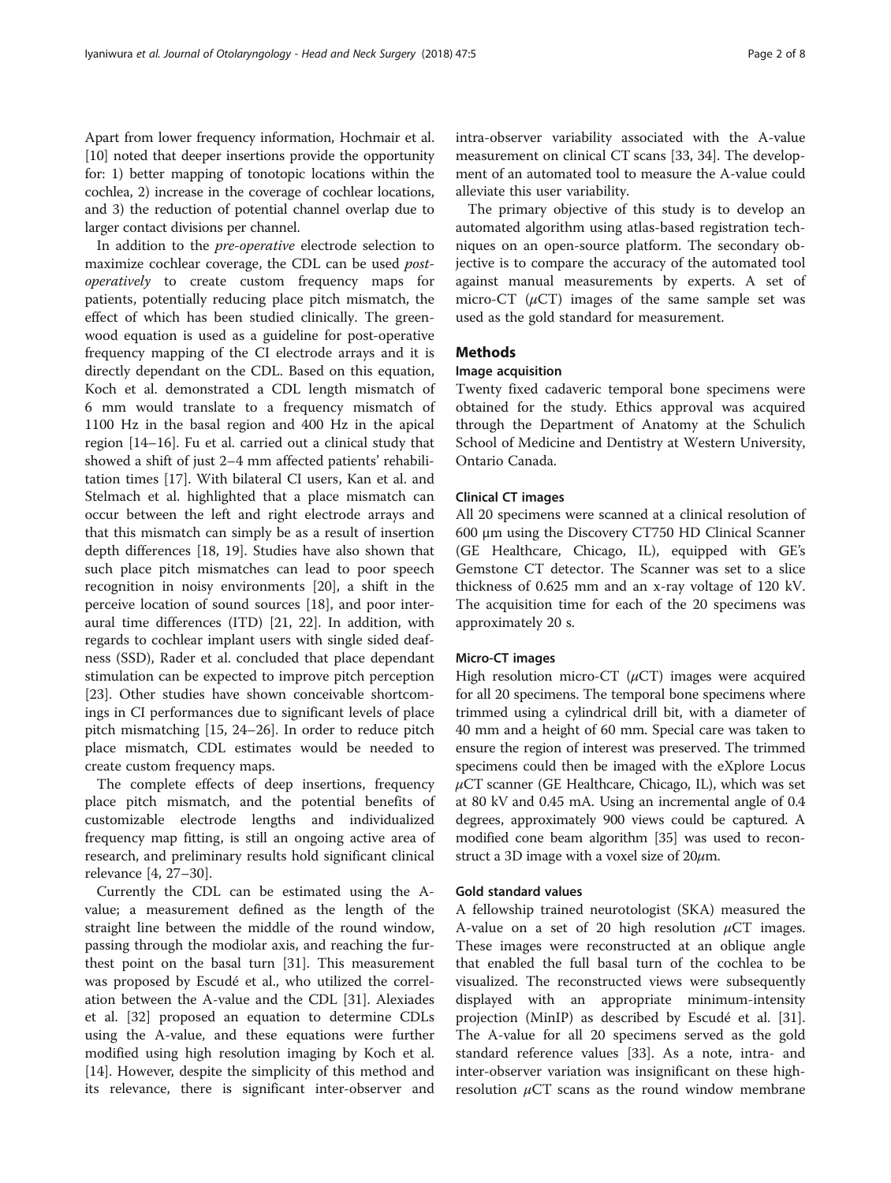Apart from lower frequency information, Hochmair et al. [10] noted that deeper insertions provide the opportunity for: 1) better mapping of tonotopic locations within the cochlea, 2) increase in the coverage of cochlear locations, and 3) the reduction of potential channel overlap due to larger contact divisions per channel.

In addition to the *pre-operative* electrode selection to maximize cochlear coverage, the CDL can be used *post-operatively* to create custom frequency maps for patients, potentially reducing place pitch mismatch, the effect of which has been studied clinically. The greenwood equation is used as a guideline for post-operative frequency mapping of the CI electrode arrays and it is directly dependant on the CDL. Based on this equation, Koch et al. demonstrated a CDL length mismatch of 6 mm would translate to a frequency mismatch of 1100 Hz in the basal region and 400 Hz in the apical region [14–16]. Fu et al. carried out a clinical study that showed a shift of just 2–4 mm affected patients' rehabilitation times [17]. With bilateral CI users, Kan et al. and Stelmach et al. highlighted that a place mismatch can occur between the left and right electrode arrays and that this mismatch can simply be as a result of insertion depth differences [18, 19]. Studies have also shown that such place pitch mismatches can lead to poor speech recognition in noisy environments [20], a shift in the perceive location of sound sources [18], and poor interaural time differences (ITD) [21, 22]. In addition, with regards to cochlear implant users with single sided deafness (SSD), Rader et al. concluded that place dependant stimulation can be expected to improve pitch perception [23]. Other studies have shown conceivable shortcomings in CI performances due to significant levels of place pitch mismatching [15, 24–26]. In order to reduce pitch place mismatch, CDL estimates would be needed to create custom frequency maps.

The complete effects of deep insertions, frequency place pitch mismatch, and the potential benefits of customizable electrode lengths and individualized frequency map fitting, is still an ongoing active area of research, and preliminary results hold significant clinical relevance [4, 27–30].

Currently the CDL can be estimated using the A-value; a measurement defined as the length of the straight line between the middle of the round window, passing through the modiolar axis, and reaching the furthest point on the basal turn [31]. This measurement was proposed by Escudé et al., who utilized the correlation between the A-value and the CDL [31]. Alexiades et al. [32] proposed an equation to determine CDLs using the A-value, and these equations were further modified using high resolution imaging by Koch et al. [14]. However, despite the simplicity of this method and its relevance, there is significant inter-observer and intra-observer variability associated with the A-value measurement on clinical CT scans [33, 34]. The development of an automated tool to measure the A-value could alleviate this user variability.

The primary objective of this study is to develop an automated algorithm using atlas-based registration techniques on an open-source platform. The secondary objective is to compare the accuracy of the automated tool against manual measurements by experts. A set of micro-CT ($\mu$CT) images of the same sample set was used as the gold standard for measurement.

## Methods

### Image acquisition

Twenty fixed cadaveric temporal bone specimens were obtained for the study. Ethics approval was acquired through the Department of Anatomy at the Schulich School of Medicine and Dentistry at Western University, Ontario Canada.

### Clinical CT images

All 20 specimens were scanned at a clinical resolution of 600 μm using the Discovery CT750 HD Clinical Scanner (GE Healthcare, Chicago, IL), equipped with GE's Gemstone CT detector. The Scanner was set to a slice thickness of 0.625 mm and an x-ray voltage of 120 kV. The acquisition time for each of the 20 specimens was approximately 20 s.

### Micro-CT images

High resolution micro-CT ($\mu$CT) images were acquired for all 20 specimens. The temporal bone specimens where trimmed using a cylindrical drill bit, with a diameter of 40 mm and a height of 60 mm. Special care was taken to ensure the region of interest was preserved. The trimmed specimens could then be imaged with the eXplore Locus $\mu$CT scanner (GE Healthcare, Chicago, IL), which was set at 80 kV and 0.45 mA. Using an incremental angle of 0.4 degrees, approximately 900 views could be captured. A modified cone beam algorithm [35] was used to reconstruct a 3D image with a voxel size of 20$\mu$m.

### Gold standard values

A fellowship trained neurotologist (SKA) measured the A-value on a set of 20 high resolution $\mu$CT images. These images were reconstructed at an oblique angle that enabled the full basal turn of the cochlea to be visualized. The reconstructed views were subsequently displayed with an appropriate minimum-intensity projection (MinIP) as described by Escudé et al. [31]. The A-value for all 20 specimens served as the gold standard reference values [33]. As a note, intra- and inter-observer variation was insignificant on these high-resolution $\mu$CT scans as the round window membrane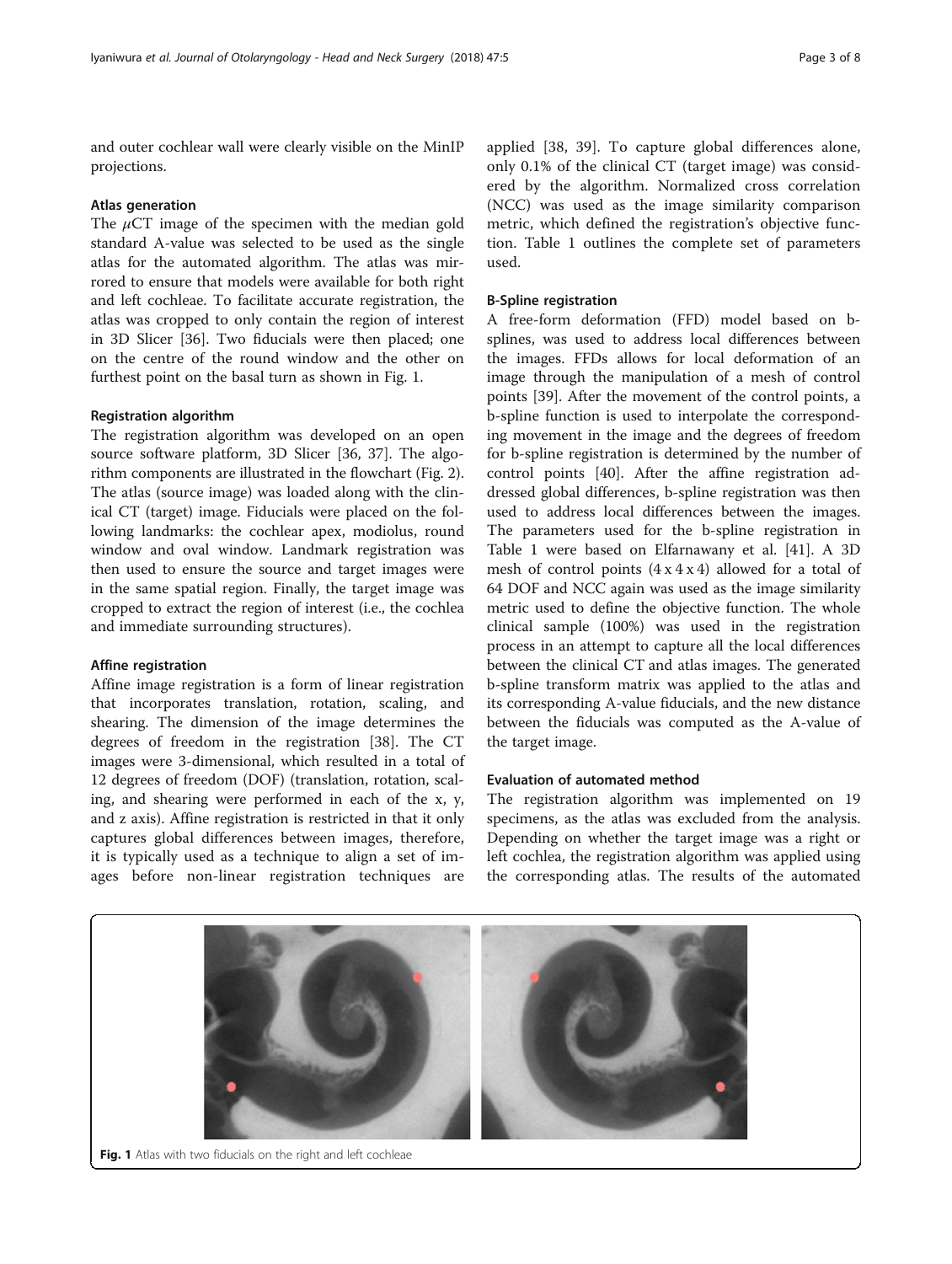and outer cochlear wall were clearly visible on the MinIP projections.

### Atlas generation

The $\mu$CT image of the specimen with the median gold standard A-value was selected to be used as the single atlas for the automated algorithm. The atlas was mirrored to ensure that models were available for both right and left cochleae. To facilitate accurate registration, the atlas was cropped to only contain the region of interest in 3D Slicer [36]. Two fiducials were then placed; one on the centre of the round window and the other on furthest point on the basal turn as shown in Fig. 1.

### Registration algorithm

The registration algorithm was developed on an open source software platform, 3D Slicer [36, 37]. The algorithm components are illustrated in the flowchart (Fig. 2). The atlas (source image) was loaded along with the clinical CT (target) image. Fiducials were placed on the following landmarks: the cochlear apex, modiolus, round window and oval window. Landmark registration was then used to ensure the source and target images were in the same spatial region. Finally, the target image was cropped to extract the region of interest (i.e., the cochlea and immediate surrounding structures).

### Affine registration

Affine image registration is a form of linear registration that incorporates translation, rotation, scaling, and shearing. The dimension of the image determines the degrees of freedom in the registration [38]. The CT images were 3-dimensional, which resulted in a total of 12 degrees of freedom (DOF) (translation, rotation, scaling, and shearing were performed in each of the x, y, and z axis). Affine registration is restricted in that it only captures global differences between images, therefore, it is typically used as a technique to align a set of images before non-linear registration techniques are applied [38, 39]. To capture global differences alone, only 0.1% of the clinical CT (target image) was considered by the algorithm. Normalized cross correlation (NCC) was used as the image similarity comparison metric, which defined the registration's objective function. Table 1 outlines the complete set of parameters used.

### B-Spline registration

A free-form deformation (FFD) model based on b-splines, was used to address local differences between the images. FFDs allows for local deformation of an image through the manipulation of a mesh of control points [39]. After the movement of the control points, a b-spline function is used to interpolate the corresponding movement in the image and the degrees of freedom for b-spline registration is determined by the number of control points [40]. After the affine registration addressed global differences, b-spline registration was then used to address local differences between the images. The parameters used for the b-spline registration in Table 1 were based on Elfarnawany et al. [41]. A 3D mesh of control points ($4 \times 4 \times 4$) allowed for a total of 64 DOF and NCC again was used as the image similarity metric used to define the objective function. The whole clinical sample (100%) was used in the registration process in an attempt to capture all the local differences between the clinical CT and atlas images. The generated b-spline transform matrix was applied to the atlas and its corresponding A-value fiducials, and the new distance between the fiducials was computed as the A-value of the target image.

### Evaluation of automated method

The registration algorithm was implemented on 19 specimens, as the atlas was excluded from the analysis. Depending on whether the target image was a right or left cochlea, the registration algorithm was applied using the corresponding atlas. The results of the automated

**Fig. 1** Atlas with two fiducials on the right and left cochleae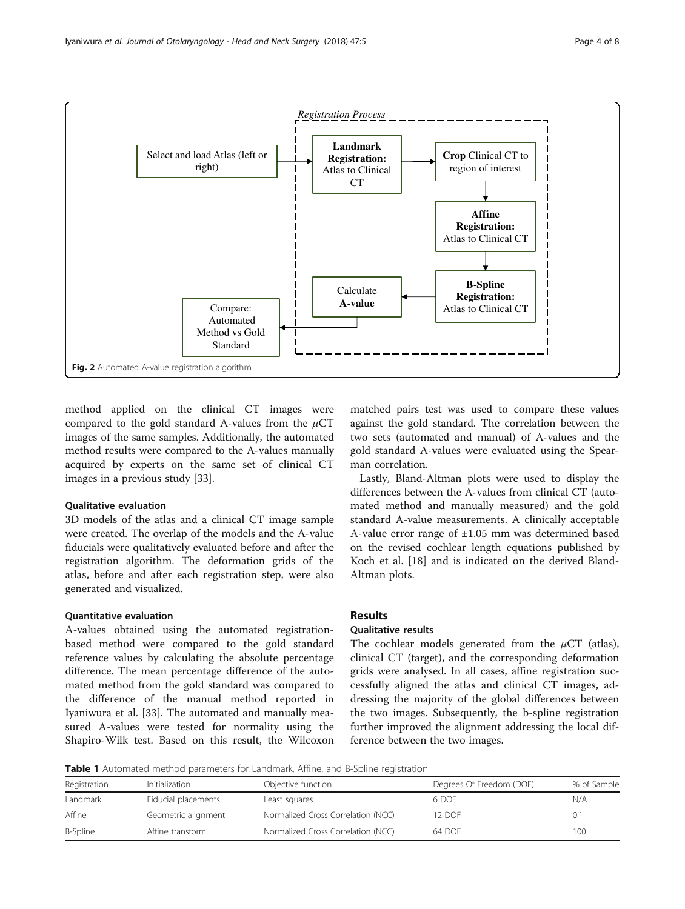Fig. 2 Automated A-value registration algorithm

method applied on the clinical CT images were compared to the gold standard A-values from the $\mu$CT images of the same samples. Additionally, the automated method results were compared to the A-values manually acquired by experts on the same set of clinical CT images in a previous study [33].

#### Qualitative evaluation

3D models of the atlas and a clinical CT image sample were created. The overlap of the models and the A-value fiducials were qualitatively evaluated before and after the registration algorithm. The deformation grids of the atlas, before and after each registration step, were also generated and visualized.

#### Quantitative evaluation

A-values obtained using the automated registration-based method were compared to the gold standard reference values by calculating the absolute percentage difference. The mean percentage difference of the automated method from the gold standard was compared to the difference of the manual method reported in Iyaniwura et al. [33]. The automated and manually measured A-values were tested for normality using the Shapiro-Wilk test. Based on this result, the Wilcoxon matched pairs test was used to compare these values against the gold standard. The correlation between the two sets (automated and manual) of A-values and the gold standard A-values were evaluated using the Spearman correlation.

Lastly, Bland-Altman plots were used to display the differences between the A-values from clinical CT (automated method and manually measured) and the gold standard A-value measurements. A clinically acceptable A-value error range of ±1.05 mm was determined based on the revised cochlear length equations published by Koch et al. [18] and is indicated on the derived Bland-Altman plots.

## Results

### Qualitative results

The cochlear models generated from the $\mu$CT (atlas), clinical CT (target), and the corresponding deformation grids were analysed. In all cases, affine registration successfully aligned the atlas and clinical CT images, addressing the majority of the global differences between the two images. Subsequently, the b-spline registration further improved the alignment addressing the local difference between the two images.

**Table 1** Automated method parameters for Landmark, Affine, and B-Spline registration

| Registration | Initialization | Objective function | Degrees Of Freedom (DOF) | % of Sample |
|---|---|---|---|---|
| Landmark | Fiducial placements | Least squares | 6 DOF | N/A |
| Affine | Geometric alignment | Normalized Cross Correlation (NCC) | 12 DOF | 0.1 |
| B-Spline | Affine transform | Normalized Cross Correlation (NCC) | 64 DOF | 100 |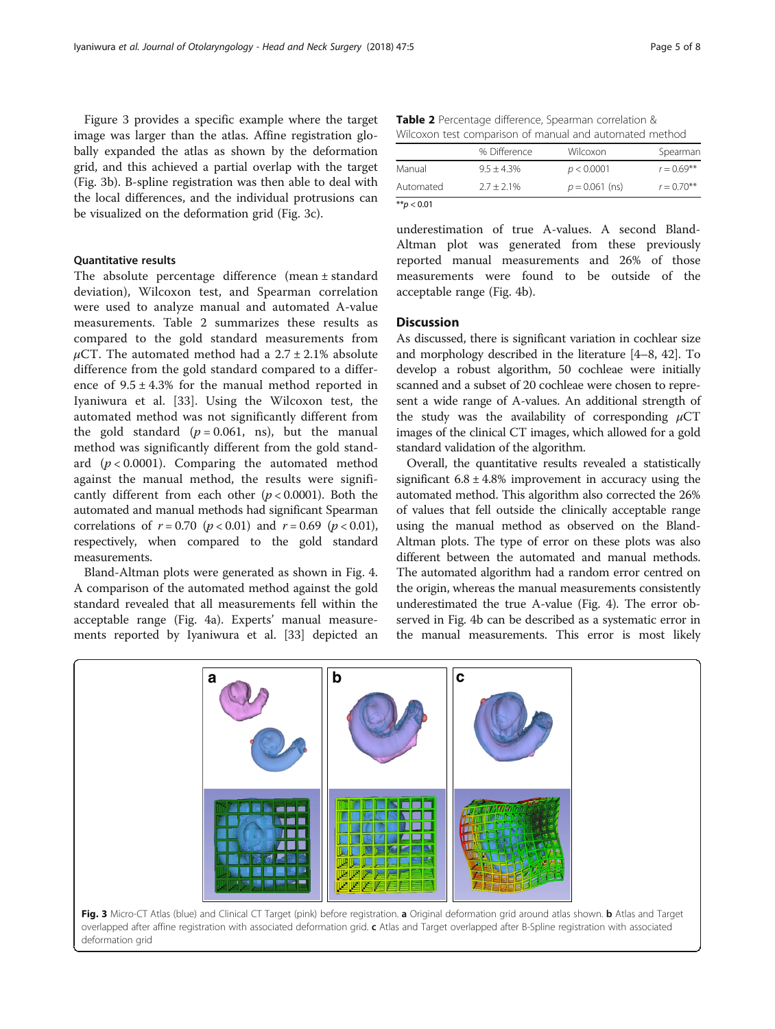Figure 3 provides a specific example where the target image was larger than the atlas. Affine registration globally expanded the atlas as shown by the deformation grid, and this achieved a partial overlap with the target (Fig. 3b). B-spline registration was then able to deal with the local differences, and the individual protrusions can be visualized on the deformation grid (Fig. 3c).

### Quantitative results

The absolute percentage difference (mean ± standard deviation), Wilcoxon test, and Spearman correlation were used to analyze manual and automated A-value measurements. Table 2 summarizes these results as compared to the gold standard measurements from $\mu$CT. The automated method had a 2.7 ± 2.1% absolute difference from the gold standard compared to a difference of 9.5 ± 4.3% for the manual method reported in Iyaniwura et al. [33]. Using the Wilcoxon test, the automated method was not significantly different from the gold standard ($p = 0.061$, ns), but the manual method was significantly different from the gold standard ($p < 0.0001$). Comparing the automated method against the manual method, the results were significantly different from each other ($p < 0.0001$). Both the automated and manual methods had significant Spearman correlations of $r = 0.70$ ($p < 0.01$) and $r = 0.69$ ($p < 0.01$), respectively, when compared to the gold standard measurements.

Bland-Altman plots were generated as shown in Fig. 4. A comparison of the automated method against the gold standard revealed that all measurements fell within the acceptable range (Fig. 4a). Experts' manual measurements reported by Iyaniwura et al. [33] depicted an underestimation of true A-values. A second Bland-Altman plot was generated from these previously reported manual measurements and 26% of those measurements were found to be outside of the acceptable range (Fig. 4b).

**Table 2** Percentage difference, Spearman correlation & Wilcoxon test comparison of manual and automated method

| | % Difference | Wilcoxon | Spearman |
|---|---|---|---|
| Manual | 9.5 ± 4.3% | $p < 0.0001$ | $r = 0.69$** |
| Automated | 2.7 ± 2.1% | $p = 0.061$ (ns) | $r = 0.70$** |

**$p < 0.01$

## Discussion

As discussed, there is significant variation in cochlear size and morphology described in the literature [4–8, 42]. To develop a robust algorithm, 50 cochleae were initially scanned and a subset of 20 cochleae were chosen to represent a wide range of A-values. An additional strength of the study was the availability of corresponding $\mu$CT images of the clinical CT images, which allowed for a gold standard validation of the algorithm.

Overall, the quantitative results revealed a statistically significant 6.8 ± 4.8% improvement in accuracy using the automated method. This algorithm also corrected the 26% of values that fell outside the clinically acceptable range using the manual method as observed on the Bland-Altman plots. The type of error on these plots was also different between the automated and manual methods. The automated algorithm had a random error centred on the origin, whereas the manual measurements consistently underestimated the true A-value (Fig. 4). The error observed in Fig. 4b can be described as a systematic error in the manual measurements. This error is most likely

**Fig. 3** Micro-CT Atlas (blue) and Clinical CT Target (pink) before registration. **a** Original deformation grid around atlas shown. **b** Atlas and Target overlapped after affine registration with associated deformation grid. **c** Atlas and Target overlapped after B-Spline registration with associated deformation grid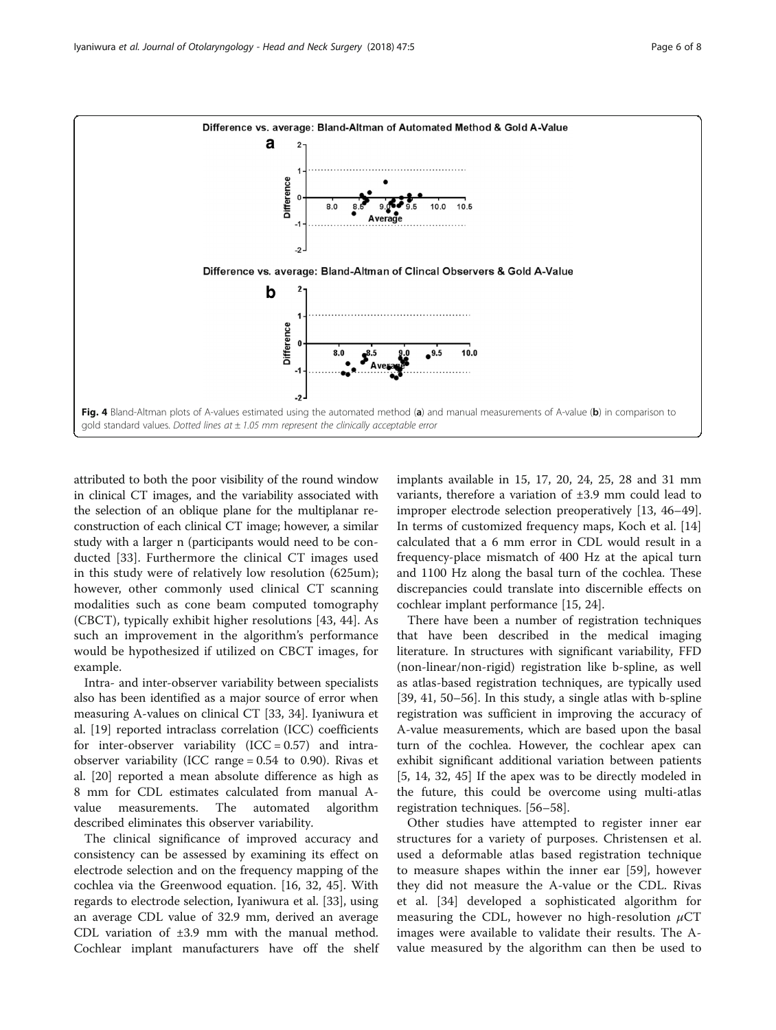Fig. 4 Bland-Altman plots of A-values estimated using the automated method (**a**) and manual measurements of A-value (**b**) in comparison to gold standard values. *Dotted lines at ± 1.05 mm represent the clinically acceptable error*

attributed to both the poor visibility of the round window in clinical CT images, and the variability associated with the selection of an oblique plane for the multiplanar reconstruction of each clinical CT image; however, a similar study with a larger n (participants would need to be conducted [33]. Furthermore the clinical CT images used in this study were of relatively low resolution (625um); however, other commonly used clinical CT scanning modalities such as cone beam computed tomography (CBCT), typically exhibit higher resolutions [43, 44]. As such an improvement in the algorithm's performance would be hypothesized if utilized on CBCT images, for example.

Intra- and inter-observer variability between specialists also has been identified as a major source of error when measuring A-values on clinical CT [33, 34]. Iyaniwura et al. [19] reported intraclass correlation (ICC) coefficients for inter-observer variability (ICC = 0.57) and intra-observer variability (ICC range = 0.54 to 0.90). Rivas et al. [20] reported a mean absolute difference as high as 8 mm for CDL estimates calculated from manual A-value measurements. The automated algorithm described eliminates this observer variability.

The clinical significance of improved accuracy and consistency can be assessed by examining its effect on electrode selection and on the frequency mapping of the cochlea via the Greenwood equation. [16, 32, 45]. With regards to electrode selection, Iyaniwura et al. [33], using an average CDL value of 32.9 mm, derived an average CDL variation of ±3.9 mm with the manual method. Cochlear implant manufacturers have off the shelf implants available in 15, 17, 20, 24, 25, 28 and 31 mm variants, therefore a variation of ±3.9 mm could lead to improper electrode selection preoperatively [13, 46–49]. In terms of customized frequency maps, Koch et al. [14] calculated that a 6 mm error in CDL would result in a frequency-place mismatch of 400 Hz at the apical turn and 1100 Hz along the basal turn of the cochlea. These discrepancies could translate into discernible effects on cochlear implant performance [15, 24].

There have been a number of registration techniques that have been described in the medical imaging literature. In structures with significant variability, FFD (non-linear/non-rigid) registration like b-spline, as well as atlas-based registration techniques, are typically used [39, 41, 50–56]. In this study, a single atlas with b-spline registration was sufficient in improving the accuracy of A-value measurements, which are based upon the basal turn of the cochlea. However, the cochlear apex can exhibit significant additional variation between patients [5, 14, 32, 45] If the apex was to be directly modeled in the future, this could be overcome using multi-atlas registration techniques. [56–58].

Other studies have attempted to register inner ear structures for a variety of purposes. Christensen et al. used a deformable atlas based registration technique to measure shapes within the inner ear [59], however they did not measure the A-value or the CDL. Rivas et al. [34] developed a sophisticated algorithm for measuring the CDL, however no high-resolution $\mu$CT images were available to validate their results. The A-value measured by the algorithm can then be used to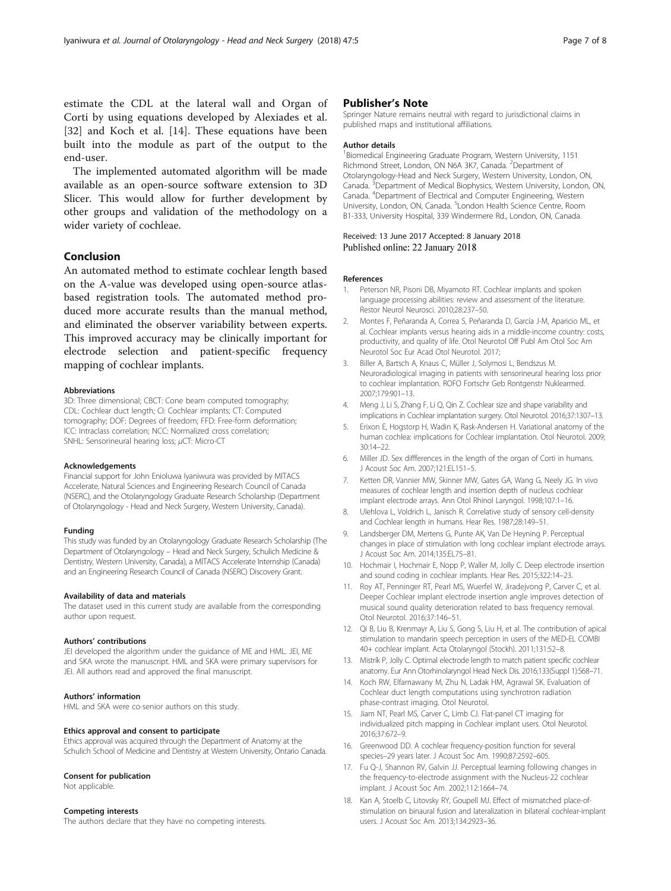estimate the CDL at the lateral wall and Organ of Corti by using equations developed by Alexiades et al. [32] and Koch et al. [14]. These equations have been built into the module as part of the output to the end-user.

The implemented automated algorithm will be made available as an open-source software extension to 3D Slicer. This would allow for further development by other groups and validation of the methodology on a wider variety of cochleae.

## Conclusion

An automated method to estimate cochlear length based on the A-value was developed using open-source atlas-based registration tools. The automated method produced more accurate results than the manual method, and eliminated the observer variability between experts. This improved accuracy may be clinically important for electrode selection and patient-specific frequency mapping of cochlear implants.

#### Abbreviations

3D: Three dimensional; CBCT: Cone beam computed tomography; CDL: Cochlear duct length; CI: Cochlear implants; CT: Computed tomography; DOF: Degrees of freedom; FFD: Free-form deformation; ICC: Intraclass correlation; NCC: Normalized cross correlation; SNHL: Sensorineural hearing loss; μCT: Micro-CT

#### Acknowledgements

Financial support for John Enioluwa Iyaniwura was provided by MITACS Accelerate, Natural Sciences and Engineering Research Council of Canada (NSERC), and the Otolaryngology Graduate Research Scholarship (Department of Otolaryngology - Head and Neck Surgery, Western University, Canada).

#### Funding

This study was funded by an Otolaryngology Graduate Research Scholarship (The Department of Otolaryngology – Head and Neck Surgery, Schulich Medicine & Dentistry, Western University, Canada), a MITACS Accelerate Internship (Canada) and an Engineering Research Council of Canada (NSERC) Discovery Grant.

#### Availability of data and materials

The dataset used in this current study are available from the corresponding author upon request.

#### Authors' contributions

JEI developed the algorithm under the guidance of ME and HML. JEI, ME and SKA wrote the manuscript. HML and SKA were primary supervisors for JEI. All authors read and approved the final manuscript.

#### Authors' information

HML and SKA were co-senior authors on this study.

#### Ethics approval and consent to participate

Ethics approval was acquired through the Department of Anatomy at the Schulich School of Medicine and Dentistry at Western University, Ontario Canada.

#### Consent for publication

Not applicable.

#### Competing interests

The authors declare that they have no competing interests.

## Publisher's Note

Springer Nature remains neutral with regard to jurisdictional claims in published maps and institutional affiliations.

#### Author details

[1]Biomedical Engineering Graduate Program, Western University, 1151 Richmond Street, London, ON N6A 3K7, Canada. [2]Department of Otolaryngology-Head and Neck Surgery, Western University, London, ON, Canada. [3]Department of Medical Biophysics, Western University, London, ON, Canada. [4]Department of Electrical and Computer Engineering, Western University, London, ON, Canada. [5]London Health Science Centre, Room B1-333, University Hospital, 339 Windermere Rd., London, ON, Canada.

Received: 13 June 2017 Accepted: 8 January 2018
Published online: 22 January 2018

#### References

1. Peterson NR, Pisoni DB, Miyamoto RT. Cochlear implants and spoken language processing abilities: review and assessment of the literature. Restor Neurol Neurosci. 2010;28:237–50.
2. Montes F, Peñaranda A, Correa S, Peñaranda D, García J-M, Aparicio ML, et al. Cochlear implants versus hearing aids in a middle-income country: costs, productivity, and quality of life. Otol Neurotol Off Publ Am Otol Soc Am Neurotol Soc Eur Acad Otol Neurotol. 2017;
3. Biller A, Bartsch A, Knaus C, Müller J, Solymosi L, Bendszus M. Neuroradiological imaging in patients with sensorineural hearing loss prior to cochlear implantation. ROFO Fortschr Geb Rontgenstr Nuklearmed. 2007;179:901–13.
4. Meng J, Li S, Zhang F, Li Q, Qin Z. Cochlear size and shape variability and implications in Cochlear implantation surgery. Otol Neurotol. 2016;37:1307–13.
5. Erixon E, Hogstorp H, Wadin K, Rask-Andersen H. Variational anatomy of the human cochlea: implications for Cochlear implantation. Otol Neurotol. 2009; 30:14–22.
6. Miller JD. Sex diffferences in the length of the organ of Corti in humans. J Acoust Soc Am. 2007;121:EL151–5.
7. Ketten DR, Vannier MW, Skinner MW, Gates GA, Wang G, Neely JG. In vivo measures of cochlear length and insertion depth of nucleus cochlear implant electrode arrays. Ann Otol Rhinol Laryngol. 1998;107:1–16.
8. Ulehlova L, Voldrich L, Janisch R. Correlative study of sensory cell-density and Cochlear length in humans. Hear Res. 1987;28:149–51.
9. Landsberger DM, Mertens G, Punte AK, Van De Heyning P. Perceptual changes in place of stimulation with long cochlear implant electrode arrays. J Acoust Soc Am. 2014;135:EL75–81.
10. Hochmair I, Hochmair E, Nopp P, Waller M, Jolly C. Deep electrode insertion and sound coding in cochlear implants. Hear Res. 2015;322:14–23.
11. Roy AT, Penninger RT, Pearl MS, Wuerfel W, Jiradejvong P, Carver C, et al. Deeper Cochlear implant electrode insertion angle improves detection of musical sound quality deterioration related to bass frequency removal. Otol Neurotol. 2016;37:146–51.
12. Qi B, Liu B, Krenmayr A, Liu S, Gong S, Liu H, et al. The contribution of apical stimulation to mandarin speech perception in users of the MED-EL COMBI 40+ cochlear implant. Acta Otolaryngol (Stockh). 2011;131:52–8.
13. Mistrík P, Jolly C. Optimal electrode length to match patient specific cochlear anatomy. Eur Ann Otorhinolaryngol Head Neck Dis. 2016;133(Suppl 1):S68–71.
14. Koch RW, Elfarnawany M, Zhu N, Ladak HM, Agrawal SK. Evaluation of Cochlear duct length computations using synchrotron radiation phase-contrast imaging. Otol Neurotol.
15. Jiam NT, Pearl MS, Carver C, Limb CJ. Flat-panel CT imaging for individualized pitch mapping in Cochlear implant users. Otol Neurotol. 2016;37:672–9.
16. Greenwood DD. A cochlear frequency-position function for several species–29 years later. J Acoust Soc Am. 1990;87:2592–605.
17. Fu Q-J, Shannon RV, Galvin JJ. Perceptual learning following changes in the frequency-to-electrode assignment with the Nucleus-22 cochlear implant. J Acoust Soc Am. 2002;112:1664–74.
18. Kan A, Stoelb C, Litovsky RY, Goupell MJ. Effect of mismatched place-of-stimulation on binaural fusion and lateralization in bilateral cochlear-implant users. J Acoust Soc Am. 2013;134:2923–36.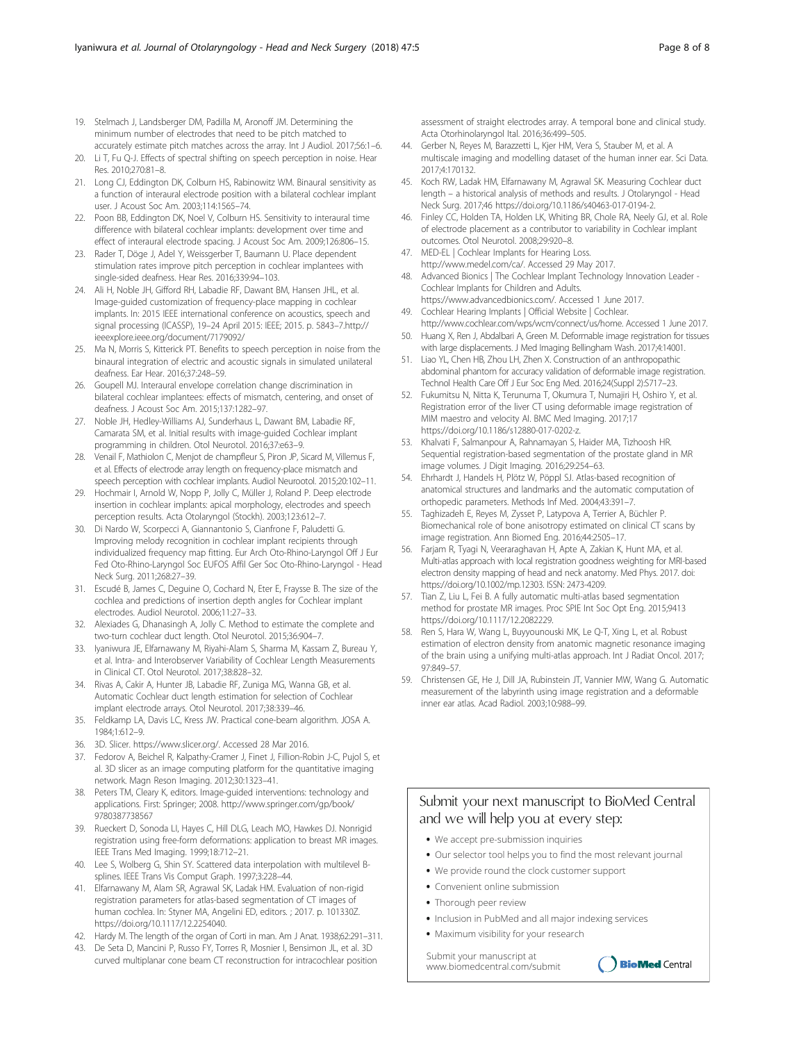19. Stelmach J, Landsberger DM, Padilla M, Aronoff JM. Determining the minimum number of electrodes that need to be pitch matched to accurately estimate pitch matches across the array. Int J Audiol. 2017;56:1–6.
20. Li T, Fu Q-J. Effects of spectral shifting on speech perception in noise. Hear Res. 2010;270:81–8.
21. Long CJ, Eddington DK, Colburn HS, Rabinowitz WM. Binaural sensitivity as a function of interaural electrode position with a bilateral cochlear implant user. J Acoust Soc Am. 2003;114:1565–74.
22. Poon BB, Eddington DK, Noel V, Colburn HS. Sensitivity to interaural time difference with bilateral cochlear implants: development over time and effect of interaural electrode spacing. J Acoust Soc Am. 2009;126:806–15.
23. Rader T, Döge J, Adel Y, Weissgerber T, Baumann U. Place dependent stimulation rates improve pitch perception in cochlear implantees with single-sided deafness. Hear Res. 2016;339:94–103.
24. Ali H, Noble JH, Gifford RH, Labadie RF, Dawant BM, Hansen JHL, et al. Image-guided customization of frequency-place mapping in cochlear implants. In: 2015 IEEE international conference on acoustics, speech and signal processing (ICASSP), 19–24 April 2015: IEEE; 2015. p. 5843–7.http://ieeexplore.ieee.org/document/7179092/
25. Ma N, Morris S, Kitterick PT. Benefits to speech perception in noise from the binaural integration of electric and acoustic signals in simulated unilateral deafness. Ear Hear. 2016;37:248–59.
26. Goupell MJ. Interaural envelope correlation change discrimination in bilateral cochlear implantees: effects of mismatch, centering, and onset of deafness. J Acoust Soc Am. 2015;137:1282–97.
27. Noble JH, Hedley-Williams AJ, Sunderhaus L, Dawant BM, Labadie RF, Camarata SM, et al. Initial results with image-guided cochlear implant programming in children. Otol Neurotol. 2016;37:e63–9.
28. Venail F, Mathiolon C, Menjot de champfleur S, Piron JP, Sicard M, Villemus F, et al. Effects of electrode array length on frequency-place mismatch and speech perception with cochlear implants. Audiol Neurootol. 2015;20:102–11.
29. Hochmair I, Arnold W, Nopp P, Jolly C, Müller J, Roland P. Deep electrode insertion in cochlear implants: apical morphology, electrodes and speech perception results. Acta Otolaryngol (Stockh). 2003;123:612–7.
30. Di Nardo W, Scorpecci A, Giannantonio S, Cianfrone F, Paludetti G. Improving melody recognition in cochlear implant recipients through individualized frequency map fitting. Eur Arch Oto-Rhino-Laryngol Off J Eur Fed Oto-Rhino-Laryngol Soc EUFOS Affil Ger Soc Oto-Rhino-Laryngol - Head Neck Surg. 2011;268:27–39.
31. Escudé B, James C, Deguine O, Cochard N, Eter E, Fraysse B. The size of the cochlea and predictions of insertion depth angles for Cochlear implant electrodes. Audiol Neurotol. 2006;11:27–33.
32. Alexiades G, Dhanasingh A, Jolly C. Method to estimate the complete and two-turn cochlear duct length. Otol Neurotol. 2015;36:904–7.
33. Iyaniwura JE, Elfarnawany M, Riyahi-Alam S, Sharma M, Kassam Z, Bureau Y, et al. Intra- and Interobserver Variability of Cochlear Length Measurements in Clinical CT. Otol Neurotol. 2017;38:828–32.
34. Rivas A, Cakir A, Hunter JB, Labadie RF, Zuniga MG, Wanna GB, et al. Automatic Cochlear duct length estimation for selection of Cochlear implant electrode arrays. Otol Neurotol. 2017;38:339–46.
35. Feldkamp LA, Davis LC, Kress JW. Practical cone-beam algorithm. JOSA A. 1984;1:612–9.
36. 3D. Slicer. https://www.slicer.org/. Accessed 28 Mar 2016.
37. Fedorov A, Beichel R, Kalpathy-Cramer J, Finet J, Fillion-Robin J-C, Pujol S, et al. 3D slicer as an image computing platform for the quantitative imaging network. Magn Reson Imaging. 2012;30:1323–41.
38. Peters TM, Cleary K, editors. Image-guided interventions: technology and applications. First: Springer; 2008. http://www.springer.com/gp/book/9780387738567
39. Rueckert D, Sonoda LI, Hayes C, Hill DLG, Leach MO, Hawkes DJ. Nonrigid registration using free-form deformations: application to breast MR images. IEEE Trans Med Imaging. 1999;18:712–21.
40. Lee S, Wolberg G, Shin SY. Scattered data interpolation with multilevel B-splines. IEEE Trans Vis Comput Graph. 1997;3:228–44.
41. Elfarnawany M, Alam SR, Agrawal SK, Ladak HM. Evaluation of non-rigid registration parameters for atlas-based segmentation of CT images of human cochlea. In: Styner MA, Angelini ED, editors. ; 2017. p. 101330Z. https://doi.org/10.1117/12.2254040.
42. Hardy M. The length of the organ of Corti in man. Am J Anat. 1938;62:291–311.
43. De Seta D, Mancini P, Russo FY, Torres R, Mosnier I, Bensimon JL, et al. 3D curved multiplanar cone beam CT reconstruction for intracochlear position assessment of straight electrodes array. A temporal bone and clinical study. Acta Otorhinolaryngol Ital. 2016;36:499–505.
44. Gerber N, Reyes M, Barazzetti L, Kjer HM, Vera S, Stauber M, et al. A multiscale imaging and modelling dataset of the human inner ear. Sci Data. 2017;4:170132.
45. Koch RW, Ladak HM, Elfarnawany M, Agrawal SK. Measuring Cochlear duct length – a historical analysis of methods and results. J Otolaryngol - Head Neck Surg. 2017;46 https://doi.org/10.1186/s40463-017-0194-2.
46. Finley CC, Holden TA, Holden LK, Whiting BR, Chole RA, Neely GJ, et al. Role of electrode placement as a contributor to variability in Cochlear implant outcomes. Otol Neurotol. 2008;29:920–8.
47. MED-EL | Cochlear Implants for Hearing Loss. http://www.medel.com/ca/. Accessed 29 May 2017.
48. Advanced Bionics | The Cochlear Implant Technology Innovation Leader - Cochlear Implants for Children and Adults. https://www.advancedbionics.com/. Accessed 1 June 2017.
49. Cochlear Hearing Implants | Official Website | Cochlear. http://www.cochlear.com/wps/wcm/connect/us/home. Accessed 1 June 2017.
50. Huang X, Ren J, Abdalbari A, Green M. Deformable image registration for tissues with large displacements. J Med Imaging Bellingham Wash. 2017;4:14001.
51. Liao YL, Chen HB, Zhou LH, Zhen X. Construction of an anthropopathic abdominal phantom for accuracy validation of deformable image registration. Technol Health Care Off J Eur Soc Eng Med. 2016;24(Suppl 2):S717–23.
52. Fukumitsu N, Nitta K, Terunuma T, Okumura T, Numajiri H, Oshiro Y, et al. Registration error of the liver CT using deformable image registration of MIM maestro and velocity AI. BMC Med Imaging. 2017;17 https://doi.org/10.1186/s12880-017-0202-z.
53. Khalvati F, Salmanpour A, Rahnamayan S, Haider MA, Tizhoosh HR. Sequential registration-based segmentation of the prostate gland in MR image volumes. J Digit Imaging. 2016;29:254–63.
54. Ehrhardt J, Handels H, Plötz W, Pöppl SJ. Atlas-based recognition of anatomical structures and landmarks and the automatic computation of orthopedic parameters. Methods Inf Med. 2004;43:391–7.
55. Taghizadeh E, Reyes M, Zysset P, Latypova A, Terrier A, Büchler P. Biomechanical role of bone anisotropy estimated on clinical CT scans by image registration. Ann Biomed Eng. 2016;44:2505–17.
56. Farjam R, Tyagi N, Veeraraghavan H, Apte A, Zakian K, Hunt MA, et al. Multi-atlas approach with local registration goodness weighting for MRI-based electron density mapping of head and neck anatomy. Med Phys. 2017. doi: https://doi.org/10.1002/mp.12303. ISSN: 2473-4209.
57. Tian Z, Liu L, Fei B. A fully automatic multi-atlas based segmentation method for prostate MR images. Proc SPIE Int Soc Opt Eng. 2015;9413 https://doi.org/10.1117/12.2082229.
58. Ren S, Hara W, Wang L, Buyyounouski MK, Le Q-T, Xing L, et al. Robust estimation of electron density from anatomic magnetic resonance imaging of the brain using a unifying multi-atlas approach. Int J Radiat Oncol. 2017;97:849–57.
59. Christensen GE, He J, Dill JA, Rubinstein JT, Vannier MW, Wang G. Automatic measurement of the labyrinth using image registration and a deformable inner ear atlas. Acad Radiol. 2003;10:988–99.

Submit your next manuscript to BioMed Central and we will help you at every step:

- We accept pre-submission inquiries
- Our selector tool helps you to find the most relevant journal
- We provide round the clock customer support
- Convenient online submission
- Thorough peer review
- Inclusion in PubMed and all major indexing services
- Maximum visibility for your research

Submit your manuscript at
www.biomedcentral.com/submit

BioMed Central